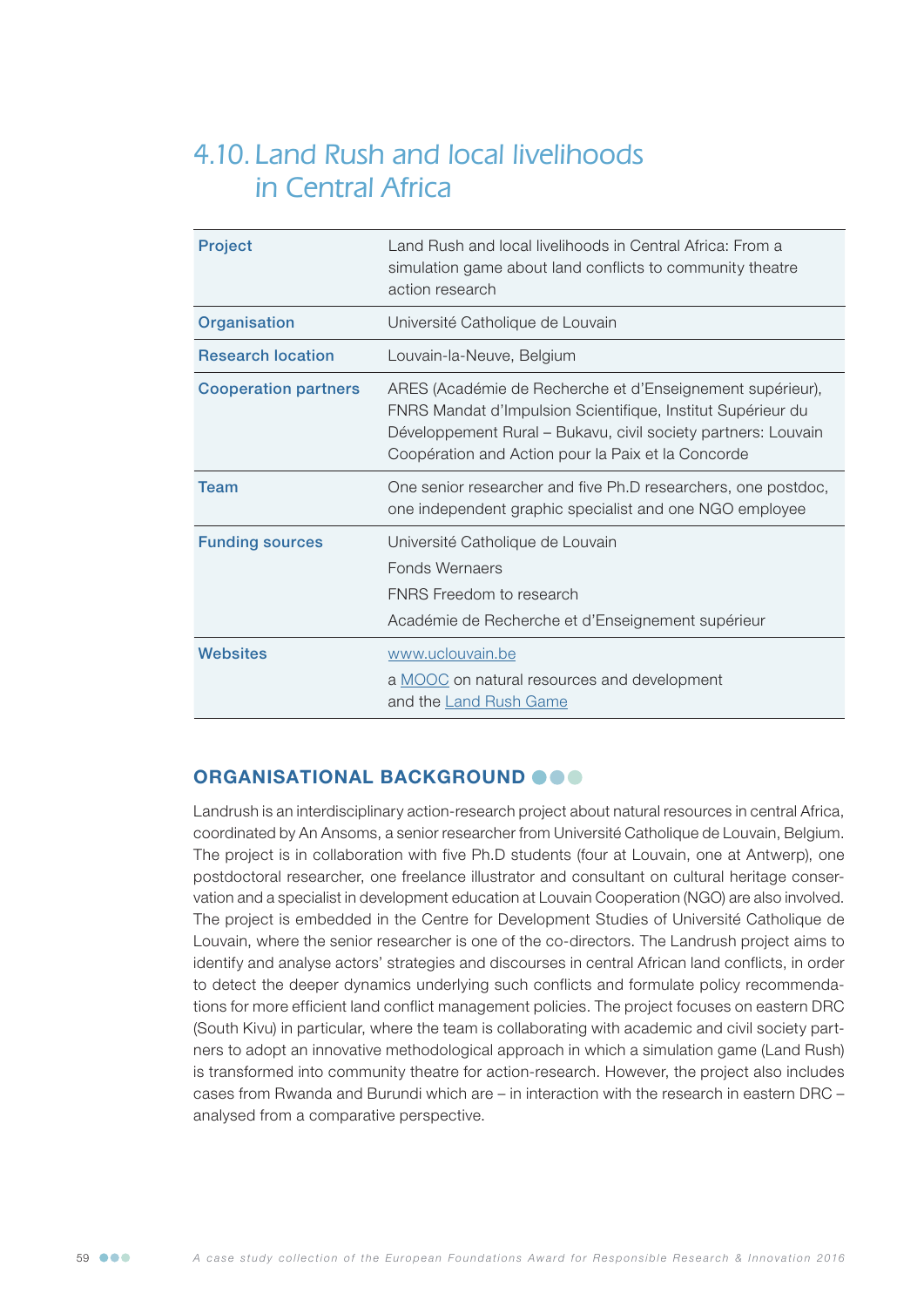# 4.10. Land Rush and local livelihoods in Central Africa

| | |
|---|---|
| **Project** | Land Rush and local livelihoods in Central Africa: From a simulation game about land conflicts to community theatre action research |
| **Organisation** | Université Catholique de Louvain |
| **Research location** | Louvain-la-Neuve, Belgium |
| **Cooperation partners** | ARES (Académie de Recherche et d'Enseignement supérieur), FNRS Mandat d'Impulsion Scientifique, Institut Supérieur du Développement Rural – Bukavu, civil society partners: Louvain Coopération and Action pour la Paix et la Concorde |
| **Team** | One senior researcher and five Ph.D researchers, one postdoc, one independent graphic specialist and one NGO employee |
| **Funding sources** | Université Catholique de Louvain<br>Fonds Wernaers<br>FNRS Freedom to research<br>Académie de Recherche et d'Enseignement supérieur |
| **Websites** | www.uclouvain.be<br>a MOOC on natural resources and development and the Land Rush Game |

## ORGANISATIONAL BACKGROUND

Landrush is an interdisciplinary action-research project about natural resources in central Africa, coordinated by An Ansoms, a senior researcher from Université Catholique de Louvain, Belgium. The project is in collaboration with five Ph.D students (four at Louvain, one at Antwerp), one postdoctoral researcher, one freelance illustrator and consultant on cultural heritage conservation and a specialist in development education at Louvain Cooperation (NGO) are also involved. The project is embedded in the Centre for Development Studies of Université Catholique de Louvain, where the senior researcher is one of the co-directors. The Landrush project aims to identify and analyse actors' strategies and discourses in central African land conflicts, in order to detect the deeper dynamics underlying such conflicts and formulate policy recommendations for more efficient land conflict management policies. The project focuses on eastern DRC (South Kivu) in particular, where the team is collaborating with academic and civil society partners to adopt an innovative methodological approach in which a simulation game (Land Rush) is transformed into community theatre for action-research. However, the project also includes cases from Rwanda and Burundi which are – in interaction with the research in eastern DRC – analysed from a comparative perspective.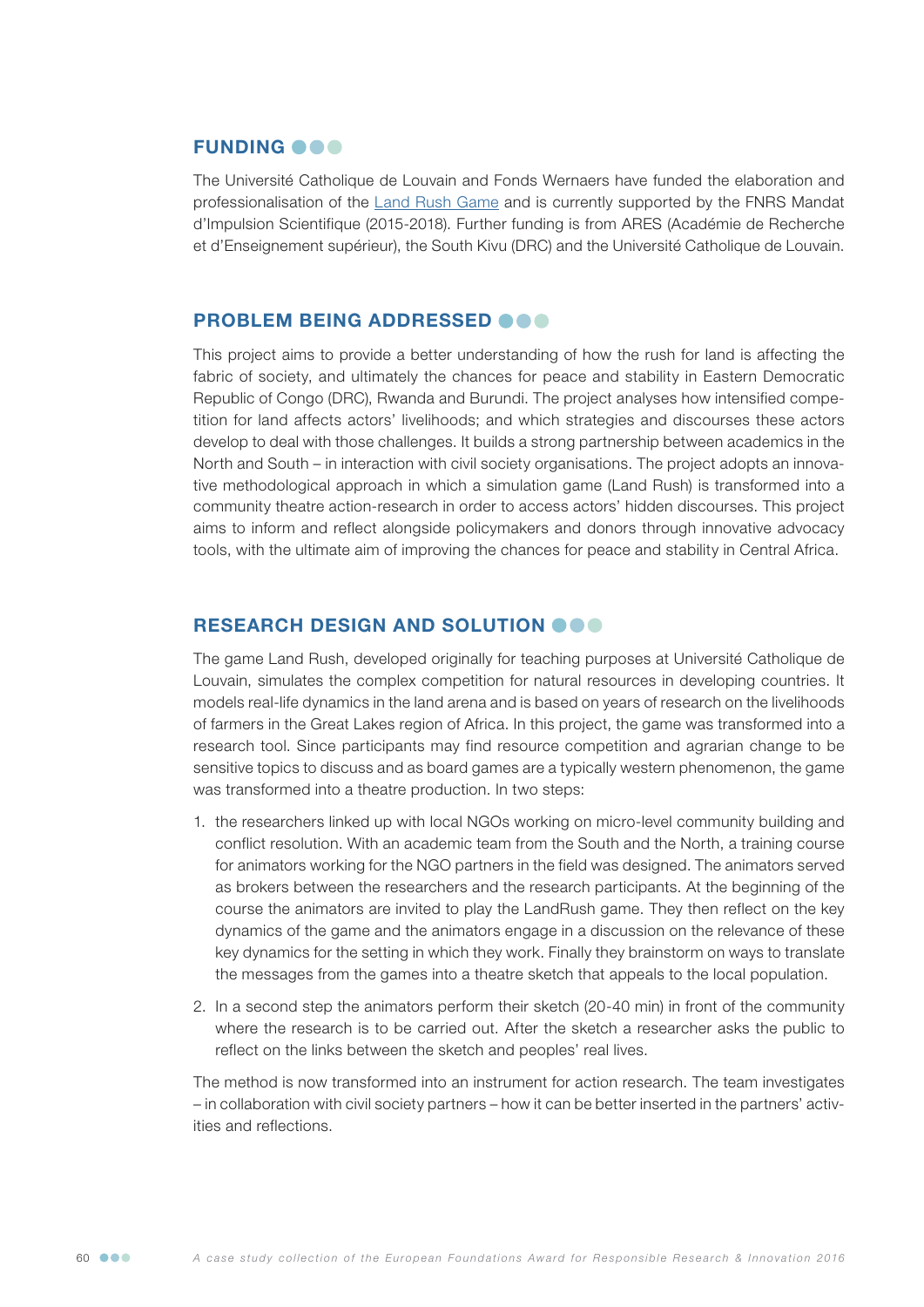## FUNDING

The Université Catholique de Louvain and Fonds Wernaers have funded the elaboration and professionalisation of the Land Rush Game and is currently supported by the FNRS Mandat d'Impulsion Scientifique (2015-2018). Further funding is from ARES (Académie de Recherche et d'Enseignement supérieur), the South Kivu (DRC) and the Université Catholique de Louvain.

## PROBLEM BEING ADDRESSED

This project aims to provide a better understanding of how the rush for land is affecting the fabric of society, and ultimately the chances for peace and stability in Eastern Democratic Republic of Congo (DRC), Rwanda and Burundi. The project analyses how intensified competition for land affects actors' livelihoods; and which strategies and discourses these actors develop to deal with those challenges. It builds a strong partnership between academics in the North and South – in interaction with civil society organisations. The project adopts an innovative methodological approach in which a simulation game (Land Rush) is transformed into a community theatre action-research in order to access actors' hidden discourses. This project aims to inform and reflect alongside policymakers and donors through innovative advocacy tools, with the ultimate aim of improving the chances for peace and stability in Central Africa.

## RESEARCH DESIGN AND SOLUTION

The game Land Rush, developed originally for teaching purposes at Université Catholique de Louvain, simulates the complex competition for natural resources in developing countries. It models real-life dynamics in the land arena and is based on years of research on the livelihoods of farmers in the Great Lakes region of Africa. In this project, the game was transformed into a research tool. Since participants may find resource competition and agrarian change to be sensitive topics to discuss and as board games are a typically western phenomenon, the game was transformed into a theatre production. In two steps:

1. the researchers linked up with local NGOs working on micro-level community building and conflict resolution. With an academic team from the South and the North, a training course for animators working for the NGO partners in the field was designed. The animators served as brokers between the researchers and the research participants. At the beginning of the course the animators are invited to play the LandRush game. They then reflect on the key dynamics of the game and the animators engage in a discussion on the relevance of these key dynamics for the setting in which they work. Finally they brainstorm on ways to translate the messages from the games into a theatre sketch that appeals to the local population.

2. In a second step the animators perform their sketch (20-40 min) in front of the community where the research is to be carried out. After the sketch a researcher asks the public to reflect on the links between the sketch and peoples' real lives.

The method is now transformed into an instrument for action research. The team investigates – in collaboration with civil society partners – how it can be better inserted in the partners' activities and reflections.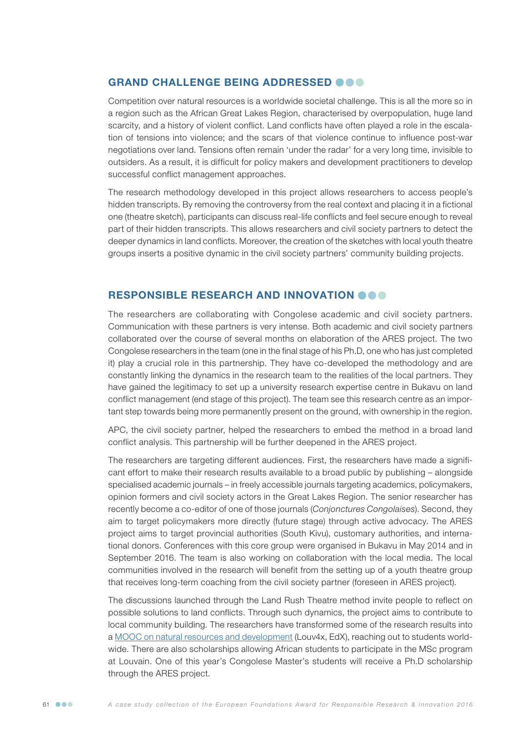## GRAND CHALLENGE BEING ADDRESSED

Competition over natural resources is a worldwide societal challenge. This is all the more so in a region such as the African Great Lakes Region, characterised by overpopulation, huge land scarcity, and a history of violent conflict. Land conflicts have often played a role in the escalation of tensions into violence; and the scars of that violence continue to influence post-war negotiations over land. Tensions often remain 'under the radar' for a very long time, invisible to outsiders. As a result, it is difficult for policy makers and development practitioners to develop successful conflict management approaches.

The research methodology developed in this project allows researchers to access people's hidden transcripts. By removing the controversy from the real context and placing it in a fictional one (theatre sketch), participants can discuss real-life conflicts and feel secure enough to reveal part of their hidden transcripts. This allows researchers and civil society partners to detect the deeper dynamics in land conflicts. Moreover, the creation of the sketches with local youth theatre groups inserts a positive dynamic in the civil society partners' community building projects.

## RESPONSIBLE RESEARCH AND INNOVATION

The researchers are collaborating with Congolese academic and civil society partners. Communication with these partners is very intense. Both academic and civil society partners collaborated over the course of several months on elaboration of the ARES project. The two Congolese researchers in the team (one in the final stage of his Ph.D, one who has just completed it) play a crucial role in this partnership. They have co-developed the methodology and are constantly linking the dynamics in the research team to the realities of the local partners. They have gained the legitimacy to set up a university research expertise centre in Bukavu on land conflict management (end stage of this project). The team see this research centre as an important step towards being more permanently present on the ground, with ownership in the region.

APC, the civil society partner, helped the researchers to embed the method in a broad land conflict analysis. This partnership will be further deepened in the ARES project.

The researchers are targeting different audiences. First, the researchers have made a significant effort to make their research results available to a broad public by publishing – alongside specialised academic journals – in freely accessible journals targeting academics, policymakers, opinion formers and civil society actors in the Great Lakes Region. The senior researcher has recently become a co-editor of one of those journals (*Conjonctures Congolaises*). Second, they aim to target policymakers more directly (future stage) through active advocacy. The ARES project aims to target provincial authorities (South Kivu), customary authorities, and international donors. Conferences with this core group were organised in Bukavu in May 2014 and in September 2016. The team is also working on collaboration with the local media. The local communities involved in the research will benefit from the setting up of a youth theatre group that receives long-term coaching from the civil society partner (foreseen in ARES project).

The discussions launched through the Land Rush Theatre method invite people to reflect on possible solutions to land conflicts. Through such dynamics, the project aims to contribute to local community building. The researchers have transformed some of the research results into a MOOC on natural resources and development (Louv4x, EdX), reaching out to students worldwide. There are also scholarships allowing African students to participate in the MSc program at Louvain. One of this year's Congolese Master's students will receive a Ph.D scholarship through the ARES project.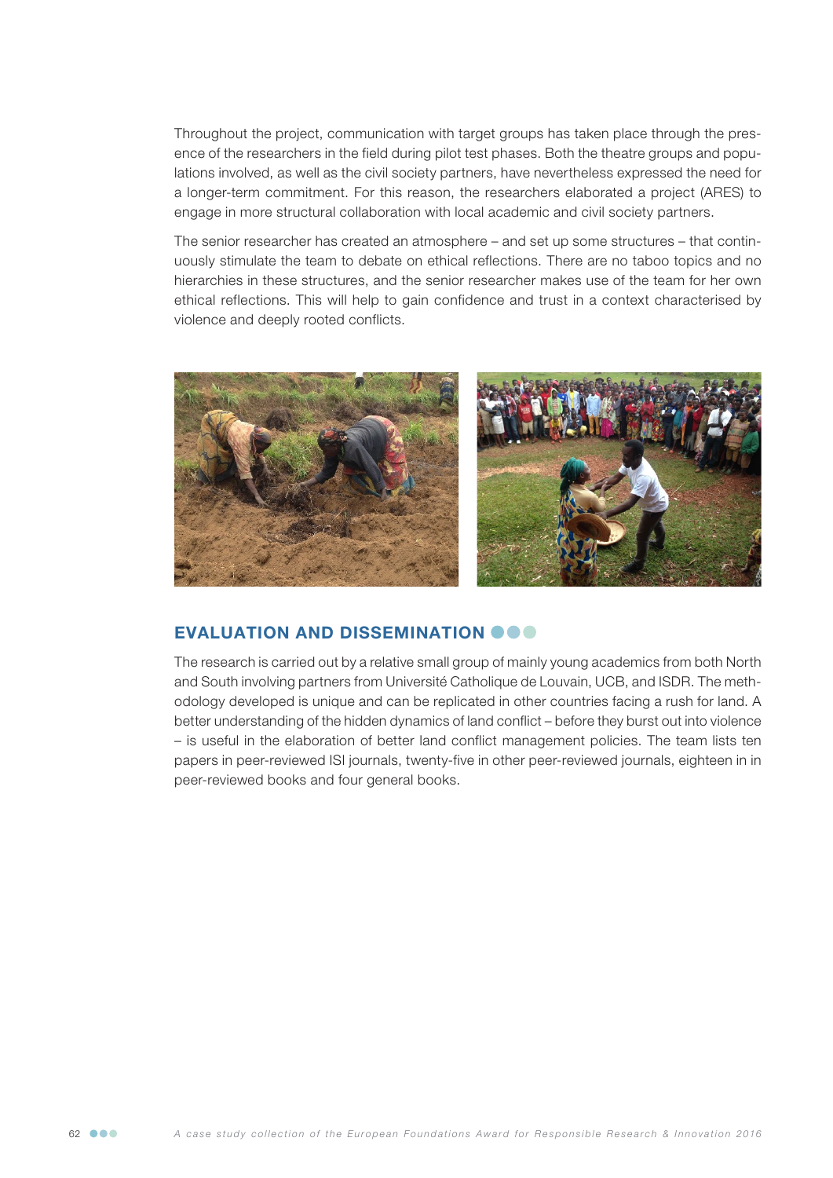Throughout the project, communication with target groups has taken place through the presence of the researchers in the field during pilot test phases. Both the theatre groups and populations involved, as well as the civil society partners, have nevertheless expressed the need for a longer-term commitment. For this reason, the researchers elaborated a project (ARES) to engage in more structural collaboration with local academic and civil society partners.

The senior researcher has created an atmosphere – and set up some structures – that continuously stimulate the team to debate on ethical reflections. There are no taboo topics and no hierarchies in these structures, and the senior researcher makes use of the team for her own ethical reflections. This will help to gain confidence and trust in a context characterised by violence and deeply rooted conflicts.

## EVALUATION AND DISSEMINATION

The research is carried out by a relative small group of mainly young academics from both North and South involving partners from Université Catholique de Louvain, UCB, and ISDR. The methodology developed is unique and can be replicated in other countries facing a rush for land. A better understanding of the hidden dynamics of land conflict – before they burst out into violence – is useful in the elaboration of better land conflict management policies. The team lists ten papers in peer-reviewed ISI journals, twenty-five in other peer-reviewed journals, eighteen in in peer-reviewed books and four general books.